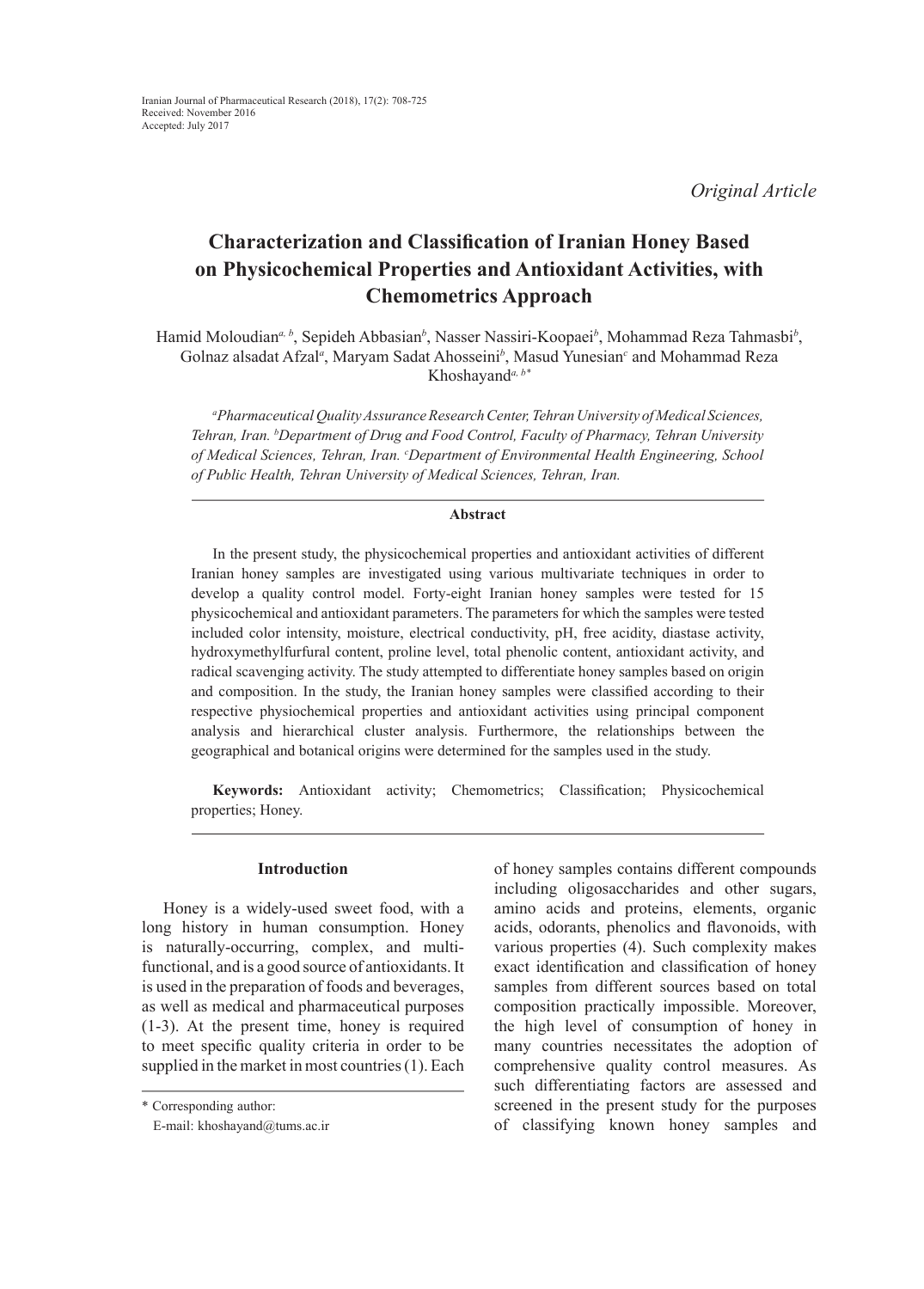*Original Article*

# Characterization and Classification of Iranian Honey Based on Physicochemical Properties and Antioxidant Activities, with Chemometrics Approach

Hamid Moloudian[a, b], Sepideh Abbasian[b], Nasser Nassiri-Koopaei[b], Mohammad Reza Tahmasbi[b], Golnaz alsadat Afzal[a], Maryam Sadat Ahosseini[b], Masud Yunesian[c] and Mohammad Reza Khoshayand[a, b*]

*[a]Pharmaceutical Quality Assurance Research Center, Tehran University of Medical Sciences, Tehran, Iran. [b]Department of Drug and Food Control, Faculty of Pharmacy, Tehran University of Medical Sciences, Tehran, Iran. [c]Department of Environmental Health Engineering, School of Public Health, Tehran University of Medical Sciences, Tehran, Iran.*

## Abstract

In the present study, the physicochemical properties and antioxidant activities of different Iranian honey samples are investigated using various multivariate techniques in order to develop a quality control model. Forty-eight Iranian honey samples were tested for 15 physicochemical and antioxidant parameters. The parameters for which the samples were tested included color intensity, moisture, electrical conductivity, pH, free acidity, diastase activity, hydroxymethylfurfural content, proline level, total phenolic content, antioxidant activity, and radical scavenging activity. The study attempted to differentiate honey samples based on origin and composition. In the study, the Iranian honey samples were classified according to their respective physiochemical properties and antioxidant activities using principal component analysis and hierarchical cluster analysis. Furthermore, the relationships between the geographical and botanical origins were determined for the samples used in the study.

**Keywords:** Antioxidant activity; Chemometrics; Classification; Physicochemical properties; Honey.

## Introduction

Honey is a widely-used sweet food, with a long history in human consumption. Honey is naturally-occurring, complex, and multi-functional, and is a good source of antioxidants. It is used in the preparation of foods and beverages, as well as medical and pharmaceutical purposes (1-3). At the present time, honey is required to meet specific quality criteria in order to be supplied in the market in most countries (1). Each of honey samples contains different compounds including oligosaccharides and other sugars, amino acids and proteins, elements, organic acids, odorants, phenolics and flavonoids, with various properties (4). Such complexity makes exact identification and classification of honey samples from different sources based on total composition practically impossible. Moreover, the high level of consumption of honey in many countries necessitates the adoption of comprehensive quality control measures. As such differentiating factors are assessed and screened in the present study for the purposes of classifying known honey samples and

\* Corresponding author:
E-mail: khoshayand@tums.ac.ir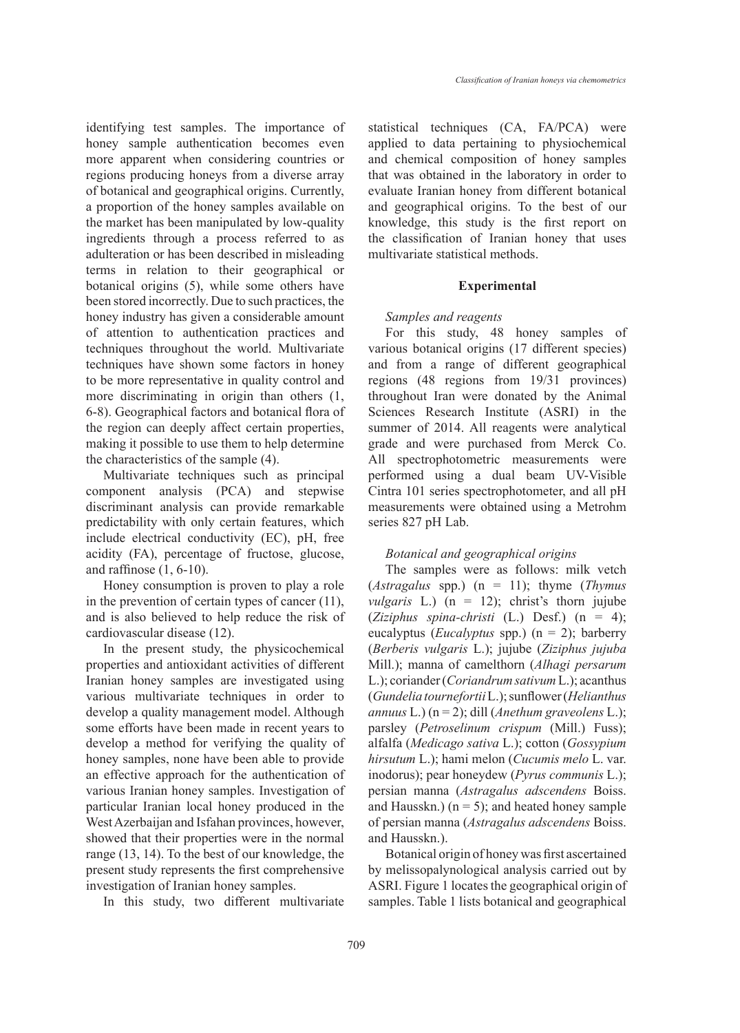identifying test samples. The importance of honey sample authentication becomes even more apparent when considering countries or regions producing honeys from a diverse array of botanical and geographical origins. Currently, a proportion of the honey samples available on the market has been manipulated by low-quality ingredients through a process referred to as adulteration or has been described in misleading terms in relation to their geographical or botanical origins (5), while some others have been stored incorrectly. Due to such practices, the honey industry has given a considerable amount of attention to authentication practices and techniques throughout the world. Multivariate techniques have shown some factors in honey to be more representative in quality control and more discriminating in origin than others (1, 6-8). Geographical factors and botanical flora of the region can deeply affect certain properties, making it possible to use them to help determine the characteristics of the sample (4).

Multivariate techniques such as principal component analysis (PCA) and stepwise discriminant analysis can provide remarkable predictability with only certain features, which include electrical conductivity (EC), pH, free acidity (FA), percentage of fructose, glucose, and raffinose (1, 6-10).

Honey consumption is proven to play a role in the prevention of certain types of cancer (11), and is also believed to help reduce the risk of cardiovascular disease (12).

In the present study, the physicochemical properties and antioxidant activities of different Iranian honey samples are investigated using various multivariate techniques in order to develop a quality management model. Although some efforts have been made in recent years to develop a method for verifying the quality of honey samples, none have been able to provide an effective approach for the authentication of various Iranian honey samples. Investigation of particular Iranian local honey produced in the West Azerbaijan and Isfahan provinces, however, showed that their properties were in the normal range (13, 14). To the best of our knowledge, the present study represents the first comprehensive investigation of Iranian honey samples.

In this study, two different multivariate statistical techniques (CA, FA/PCA) were applied to data pertaining to physiochemical and chemical composition of honey samples that was obtained in the laboratory in order to evaluate Iranian honey from different botanical and geographical origins. To the best of our knowledge, this study is the first report on the classification of Iranian honey that uses multivariate statistical methods.

## Experimental

### *Samples and reagents*

For this study, 48 honey samples of various botanical origins (17 different species) and from a range of different geographical regions (48 regions from 19/31 provinces) throughout Iran were donated by the Animal Sciences Research Institute (ASRI) in the summer of 2014. All reagents were analytical grade and were purchased from Merck Co. All spectrophotometric measurements were performed using a dual beam UV-Visible Cintra 101 series spectrophotometer, and all pH measurements were obtained using a Metrohm series 827 pH Lab.

### *Botanical and geographical origins*

The samples were as follows: milk vetch (*Astragalus* spp.) (n = 11); thyme (*Thymus vulgaris* L.) (n = 12); christ's thorn jujube (*Ziziphus spina-christi* (L.) Desf.) (n = 4); eucalyptus (*Eucalyptus* spp.) (n = 2); barberry (*Berberis vulgaris* L.); jujube (*Ziziphus jujuba* Mill.); manna of camelthorn (*Alhagi persarum* L.); coriander (*Coriandrum sativum* L.); acanthus (*Gundelia tournefortii* L.); sunflower (*Helianthus annuus* L.) (n = 2); dill (*Anethum graveolens* L.); parsley (*Petroselinum crispum* (Mill.) Fuss); alfalfa (*Medicago sativa* L.); cotton (*Gossypium hirsutum* L.); hami melon (*Cucumis melo* L. var. inodorus); pear honeydew (*Pyrus communis* L.); persian manna (*Astragalus adscendens* Boiss. and Hausskn.) (n = 5); and heated honey sample of persian manna (*Astragalus adscendens* Boiss. and Hausskn.).

Botanical origin of honey was first ascertained by melissopalynological analysis carried out by ASRI. Figure 1 locates the geographical origin of samples. Table 1 lists botanical and geographical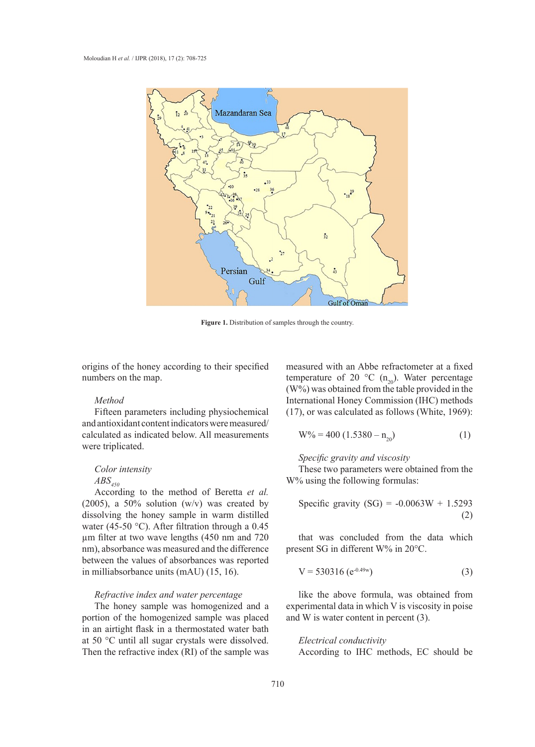**Figure 1.** Distribution of samples through the country.

origins of the honey according to their specified numbers on the map.

### Method

Fifteen parameters including physiochemical and antioxidant content indicators were measured/calculated as indicated below. All measurements were triplicated.

#### Color intensity

*$ABS_{450}$*

According to the method of Beretta *et al.* (2005), a 50% solution (w/v) was created by dissolving the honey sample in warm distilled water (45-50 °C). After filtration through a 0.45 µm filter at two wave lengths (450 nm and 720 nm), absorbance was measured and the difference between the values of absorbances was reported in milliabsorbance units (mAU) (15, 16).

#### Refractive index and water percentage

The honey sample was homogenized and a portion of the homogenized sample was placed in an airtight flask in a thermostated water bath at 50 °C until all sugar crystals were dissolved. Then the refractive index (RI) of the sample was measured with an Abbe refractometer at a fixed temperature of 20 °C ($n_{20}$). Water percentage (W%) was obtained from the table provided in the International Honey Commission (IHC) methods (17), or was calculated as follows (White, 1969):

$$W\% = 400\,(1.5380 - n_{20}) \qquad (1)$$

#### Specific gravity and viscosity

These two parameters were obtained from the W% using the following formulas:

$$\text{Specific gravity (SG)} = -0.0063W + 1.5293 \qquad (2)$$

that was concluded from the data which present SG in different W% in 20°C.

$$V = 530316\,(e^{-0.49w}) \qquad (3)$$

like the above formula, was obtained from experimental data in which V is viscosity in poise and W is water content in percent (3).

#### Electrical conductivity

According to IHC methods, EC should be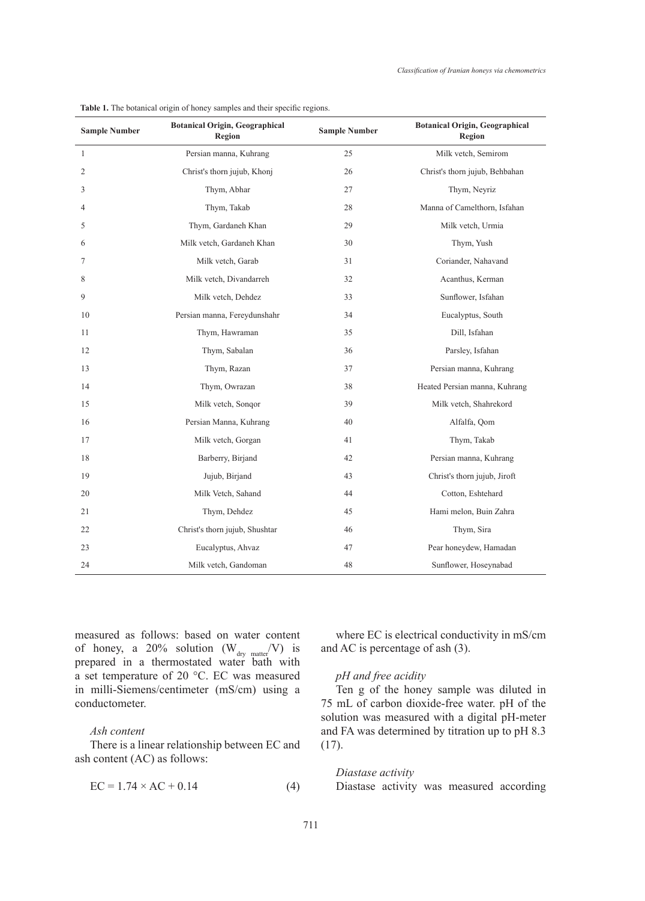**Table 1.** The botanical origin of honey samples and their specific regions.

| Sample Number | Botanical Origin, Geographical Region | Sample Number | Botanical Origin, Geographical Region |
|---|---|---|---|
| 1 | Persian manna, Kuhrang | 25 | Milk vetch, Semirom |
| 2 | Christ's thorn jujub, Khonj | 26 | Christ's thorn jujub, Behbahan |
| 3 | Thym, Abhar | 27 | Thym, Neyriz |
| 4 | Thym, Takab | 28 | Manna of Camelthorn, Isfahan |
| 5 | Thym, Gardaneh Khan | 29 | Milk vetch, Urmia |
| 6 | Milk vetch, Gardaneh Khan | 30 | Thym, Yush |
| 7 | Milk vetch, Garab | 31 | Coriander, Nahavand |
| 8 | Milk vetch, Divandarreh | 32 | Acanthus, Kerman |
| 9 | Milk vetch, Dehdez | 33 | Sunflower, Isfahan |
| 10 | Persian manna, Fereydunshahr | 34 | Eucalyptus, South |
| 11 | Thym, Hawraman | 35 | Dill, Isfahan |
| 12 | Thym, Sabalan | 36 | Parsley, Isfahan |
| 13 | Thym, Razan | 37 | Persian manna, Kuhrang |
| 14 | Thym, Owrazan | 38 | Heated Persian manna, Kuhrang |
| 15 | Milk vetch, Sonqor | 39 | Milk vetch, Shahrekord |
| 16 | Persian Manna, Kuhrang | 40 | Alfalfa, Qom |
| 17 | Milk vetch, Gorgan | 41 | Thym, Takab |
| 18 | Barberry, Birjand | 42 | Persian manna, Kuhrang |
| 19 | Jujub, Birjand | 43 | Christ's thorn jujub, Jiroft |
| 20 | Milk Vetch, Sahand | 44 | Cotton, Eshtehard |
| 21 | Thym, Dehdez | 45 | Hami melon, Buin Zahra |
| 22 | Christ's thorn jujub, Shushtar | 46 | Thym, Sira |
| 23 | Eucalyptus, Ahvaz | 47 | Pear honeydew, Hamadan |
| 24 | Milk vetch, Gandoman | 48 | Sunflower, Hoseynabad |

measured as follows: based on water content of honey, a 20% solution ($W_{dry\ matter}/V$) is prepared in a thermostated water bath with a set temperature of 20 °C. EC was measured in milli-Siemens/centimeter (mS/cm) using a conductometer.

*Ash content*

There is a linear relationship between EC and ash content (AC) as follows:

$$EC = 1.74 \times AC + 0.14 \qquad (4)$$

where EC is electrical conductivity in mS/cm and AC is percentage of ash (3).

*pH and free acidity*

Ten g of the honey sample was diluted in 75 mL of carbon dioxide-free water. pH of the solution was measured with a digital pH-meter and FA was determined by titration up to pH 8.3 (17).

*Diastase activity*

Diastase activity was measured according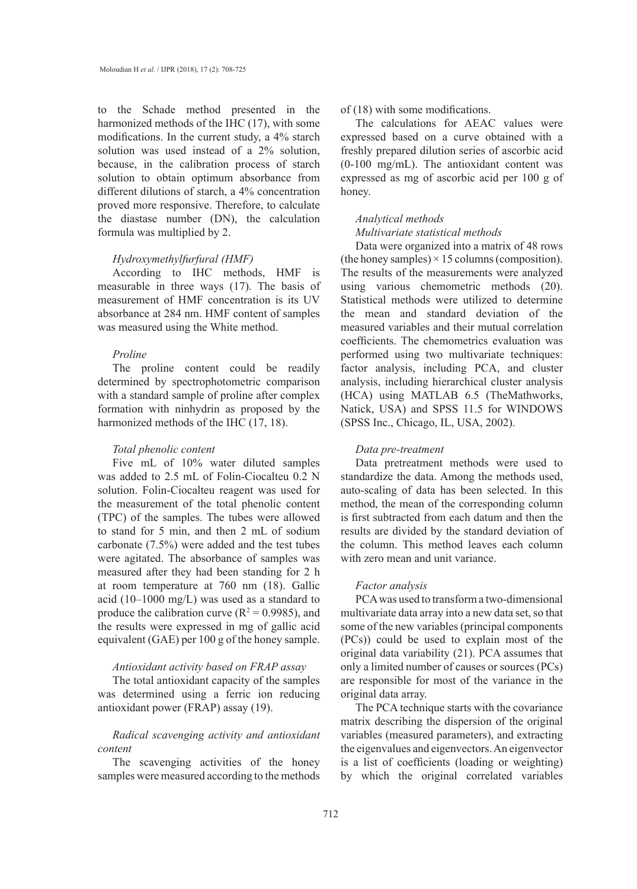to the Schade method presented in the harmonized methods of the IHC (17), with some modifications. In the current study, a 4% starch solution was used instead of a 2% solution, because, in the calibration process of starch solution to obtain optimum absorbance from different dilutions of starch, a 4% concentration proved more responsive. Therefore, to calculate the diastase number (DN), the calculation formula was multiplied by 2.

*Hydroxymethylfurfural (HMF)*

According to IHC methods, HMF is measurable in three ways (17). The basis of measurement of HMF concentration is its UV absorbance at 284 nm. HMF content of samples was measured using the White method.

*Proline*

The proline content could be readily determined by spectrophotometric comparison with a standard sample of proline after complex formation with ninhydrin as proposed by the harmonized methods of the IHC (17, 18).

*Total phenolic content*

Five mL of 10% water diluted samples was added to 2.5 mL of Folin-Ciocalteu 0.2 N solution. Folin-Ciocalteu reagent was used for the measurement of the total phenolic content (TPC) of the samples. The tubes were allowed to stand for 5 min, and then 2 mL of sodium carbonate (7.5%) were added and the test tubes were agitated. The absorbance of samples was measured after they had been standing for 2 h at room temperature at 760 nm (18). Gallic acid (10–1000 mg/L) was used as a standard to produce the calibration curve ($R^2 = 0.9985$), and the results were expressed in mg of gallic acid equivalent (GAE) per 100 g of the honey sample.

*Antioxidant activity based on FRAP assay*

The total antioxidant capacity of the samples was determined using a ferric ion reducing antioxidant power (FRAP) assay (19).

*Radical scavenging activity and antioxidant content*

The scavenging activities of the honey samples were measured according to the methods of (18) with some modifications.

The calculations for AEAC values were expressed based on a curve obtained with a freshly prepared dilution series of ascorbic acid (0-100 mg/mL). The antioxidant content was expressed as mg of ascorbic acid per 100 g of honey.

*Analytical methods*

*Multivariate statistical methods*

Data were organized into a matrix of 48 rows (the honey samples) × 15 columns (composition). The results of the measurements were analyzed using various chemometric methods (20). Statistical methods were utilized to determine the mean and standard deviation of the measured variables and their mutual correlation coefficients. The chemometrics evaluation was performed using two multivariate techniques: factor analysis, including PCA, and cluster analysis, including hierarchical cluster analysis (HCA) using MATLAB 6.5 (TheMathworks, Natick, USA) and SPSS 11.5 for WINDOWS (SPSS Inc., Chicago, IL, USA, 2002).

*Data pre-treatment*

Data pretreatment methods were used to standardize the data. Among the methods used, auto-scaling of data has been selected. In this method, the mean of the corresponding column is first subtracted from each datum and then the results are divided by the standard deviation of the column. This method leaves each column with zero mean and unit variance.

*Factor analysis*

PCA was used to transform a two-dimensional multivariate data array into a new data set, so that some of the new variables (principal components (PCs)) could be used to explain most of the original data variability (21). PCA assumes that only a limited number of causes or sources (PCs) are responsible for most of the variance in the original data array.

The PCA technique starts with the covariance matrix describing the dispersion of the original variables (measured parameters), and extracting the eigenvalues and eigenvectors. An eigenvector is a list of coefficients (loading or weighting) by which the original correlated variables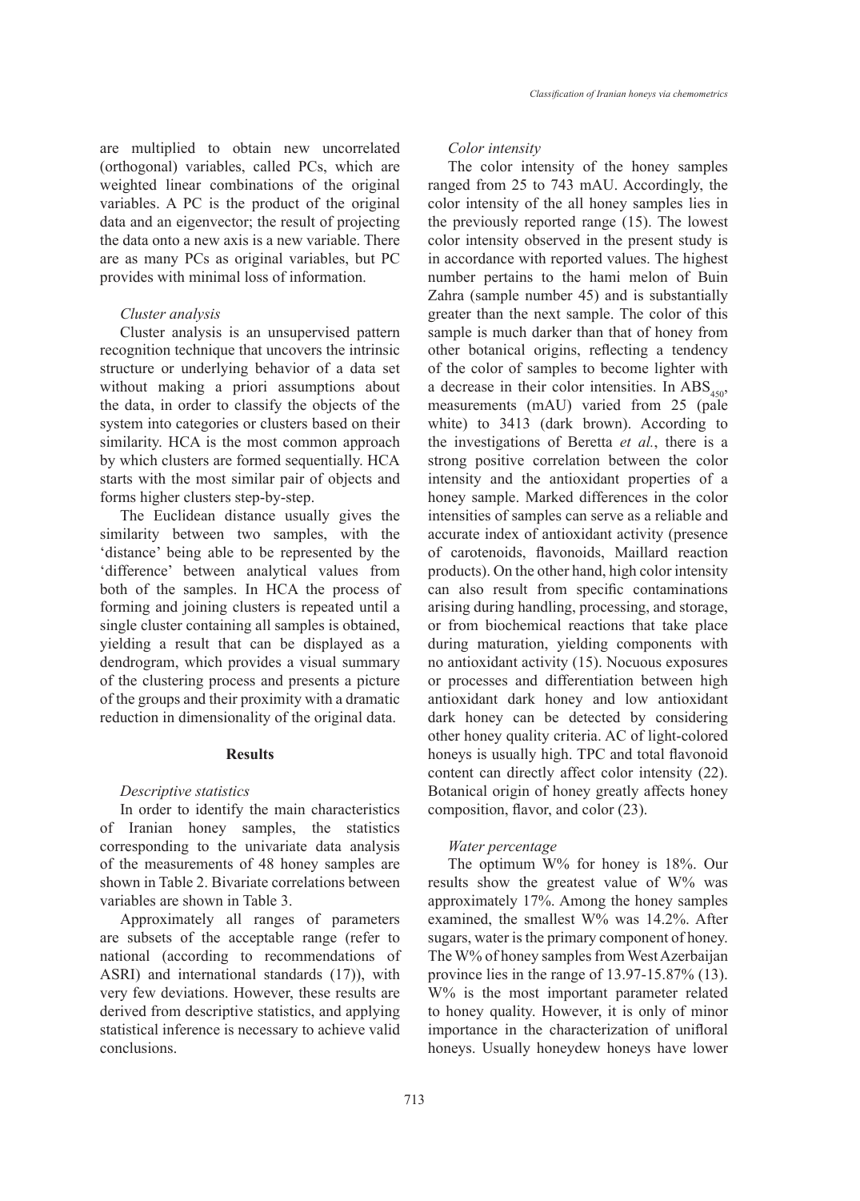are multiplied to obtain new uncorrelated (orthogonal) variables, called PCs, which are weighted linear combinations of the original variables. A PC is the product of the original data and an eigenvector; the result of projecting the data onto a new axis is a new variable. There are as many PCs as original variables, but PC provides with minimal loss of information.

*Cluster analysis*

Cluster analysis is an unsupervised pattern recognition technique that uncovers the intrinsic structure or underlying behavior of a data set without making a priori assumptions about the data, in order to classify the objects of the system into categories or clusters based on their similarity. HCA is the most common approach by which clusters are formed sequentially. HCA starts with the most similar pair of objects and forms higher clusters step-by-step.

The Euclidean distance usually gives the similarity between two samples, with the 'distance' being able to be represented by the 'difference' between analytical values from both of the samples. In HCA the process of forming and joining clusters is repeated until a single cluster containing all samples is obtained, yielding a result that can be displayed as a dendrogram, which provides a visual summary of the clustering process and presents a picture of the groups and their proximity with a dramatic reduction in dimensionality of the original data.

## Results

*Descriptive statistics*

In order to identify the main characteristics of Iranian honey samples, the statistics corresponding to the univariate data analysis of the measurements of 48 honey samples are shown in Table 2. Bivariate correlations between variables are shown in Table 3.

Approximately all ranges of parameters are subsets of the acceptable range (refer to national (according to recommendations of ASRI) and international standards (17)), with very few deviations. However, these results are derived from descriptive statistics, and applying statistical inference is necessary to achieve valid conclusions.

*Color intensity*

The color intensity of the honey samples ranged from 25 to 743 mAU. Accordingly, the color intensity of the all honey samples lies in the previously reported range (15). The lowest color intensity observed in the present study is in accordance with reported values. The highest number pertains to the hami melon of Buin Zahra (sample number 45) and is substantially greater than the next sample. The color of this sample is much darker than that of honey from other botanical origins, reflecting a tendency of the color of samples to become lighter with a decrease in their color intensities. In $ABS_{450}$, measurements (mAU) varied from 25 (pale white) to 3413 (dark brown). According to the investigations of Beretta *et al.*, there is a strong positive correlation between the color intensity and the antioxidant properties of a honey sample. Marked differences in the color intensities of samples can serve as a reliable and accurate index of antioxidant activity (presence of carotenoids, flavonoids, Maillard reaction products). On the other hand, high color intensity can also result from specific contaminations arising during handling, processing, and storage, or from biochemical reactions that take place during maturation, yielding components with no antioxidant activity (15). Nocuous exposures or processes and differentiation between high antioxidant dark honey and low antioxidant dark honey can be detected by considering other honey quality criteria. AC of light-colored honeys is usually high. TPC and total flavonoid content can directly affect color intensity (22). Botanical origin of honey greatly affects honey composition, flavor, and color (23).

*Water percentage*

The optimum W% for honey is 18%. Our results show the greatest value of W% was approximately 17%. Among the honey samples examined, the smallest W% was 14.2%. After sugars, water is the primary component of honey. The W% of honey samples from West Azerbaijan province lies in the range of 13.97-15.87% (13). W% is the most important parameter related to honey quality. However, it is only of minor importance in the characterization of unifloral honeys. Usually honeydew honeys have lower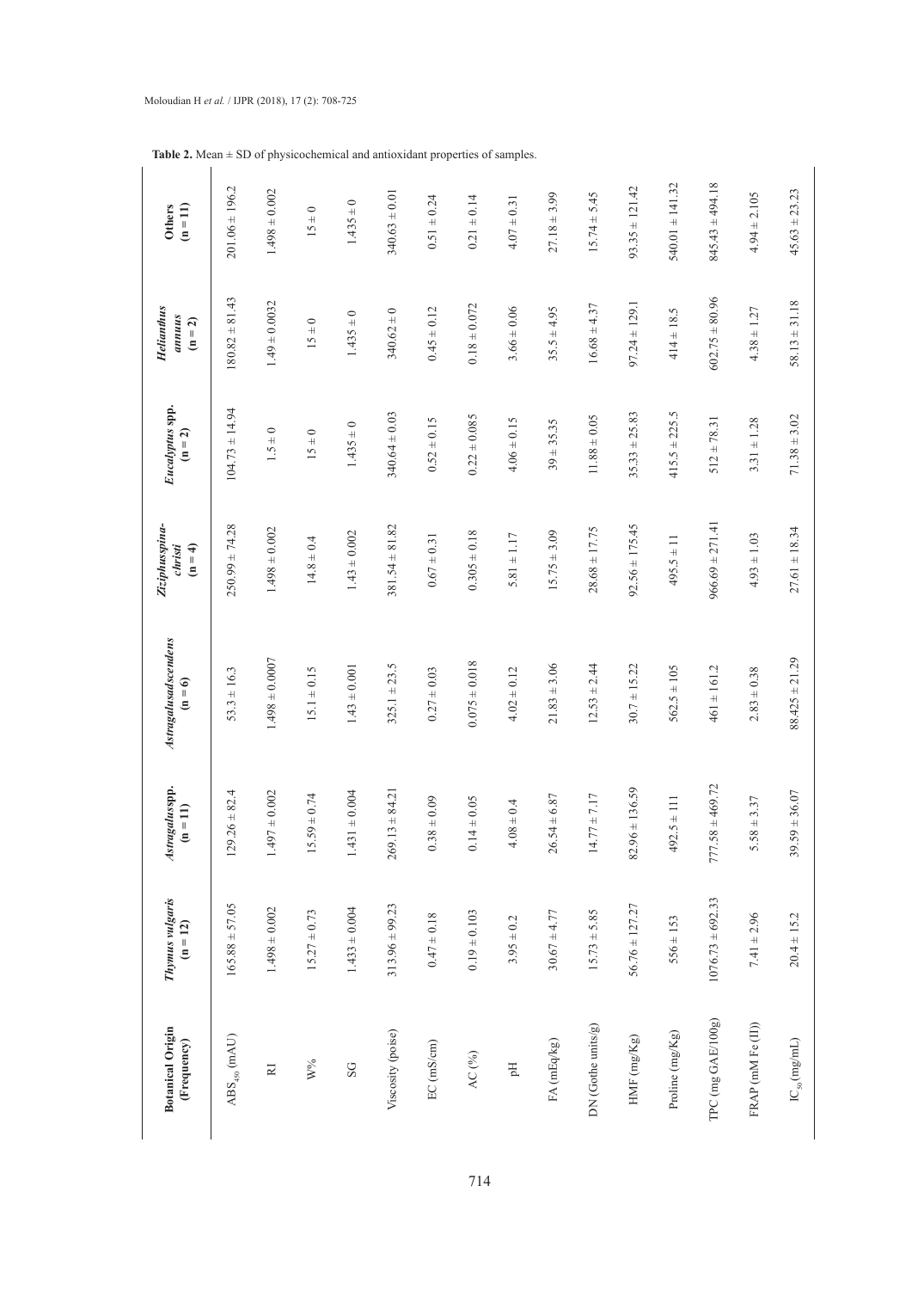**Table 2.** Mean ± SD of physicochemical and antioxidant properties of samples.

| Botanical Origin (Frequency) | *Thymus vulgaris* (n = 12) | *Astragalus*spp. (n = 11) | *Astragalusadscendens* (n = 6) | *Ziziphusspina-christi* (n = 4) | *Eucalyptus* spp. (n = 2) | *Helianthus annuus* (n = 2) | Others (n = 11) |
|---|---|---|---|---|---|---|---|
| $ABS_{450}$ (mAU) | 165.88 ± 57.05 | 129.26 ± 82.4 | 53.3 ± 16.3 | 250.99 ± 74.28 | 104.73 ± 14.94 | 180.82 ± 81.43 | 201.06 ± 196.2 |
| RI | 1.498 ± 0.002 | 1.497 ± 0.002 | 1.498 ± 0.0007 | 1.498 ± 0.002 | 1.5 ± 0 | 1.49 ± 0.0032 | 1.498 ± 0.002 |
| W% | 15.27 ± 0.73 | 15.59 ± 0.74 | 15.1 ± 0.15 | 14.8 ± 0.4 | 15 ± 0 | 15 ± 0 | 15 ± 0 |
| SG | 1.433 ± 0.004 | 1.431 ± 0.004 | 1.43 ± 0.001 | 1.43 ± 0.002 | 1.435 ± 0 | 1.435 ± 0 | 1.435 ± 0 |
| Viscosity (poise) | 313.96 ± 99.23 | 269.13 ± 84.21 | 325.1 ± 23.5 | 381.54 ± 81.82 | 340.64 ± 0.03 | 340.62 ± 0 | 340.63 ± 0.01 |
| EC (mS/cm) | 0.47 ± 0.18 | 0.38 ± 0.09 | 0.27 ± 0.03 | 0.67 ± 0.31 | 0.52 ± 0.15 | 0.45 ± 0.12 | 0.51 ± 0.24 |
| AC (%) | 0.19 ± 0.103 | 0.14 ± 0.05 | 0.075 ± 0.018 | 0.305 ± 0.18 | 0.22 ± 0.085 | 0.18 ± 0.072 | 0.21 ± 0.14 |
| pH | 3.95 ± 0.2 | 4.08 ± 0.4 | 4.02 ± 0.12 | 5.81 ± 1.17 | 4.06 ± 0.15 | 3.66 ± 0.06 | 4.07 ± 0.31 |
| FA (mEq/kg) | 30.67 ± 4.77 | 26.54 ± 6.87 | 21.83 ± 3.06 | 15.75 ± 3.09 | 39 ± 35.35 | 35.5 ± 4.95 | 27.18 ± 3.99 |
| DN (Gothe units/g) | 15.73 ± 5.85 | 14.77 ± 7.17 | 12.53 ± 2.44 | 28.68 ± 17.75 | 11.88 ± 0.05 | 16.68 ± 4.37 | 15.74 ± 5.45 |
| HMF (mg/Kg) | 56.76 ± 127.27 | 82.96 ± 136.59 | 30.7 ± 15.22 | 92.56 ± 175.45 | 35.33 ± 25.83 | 97.24 ± 129.1 | 93.35 ± 121.42 |
| Proline (mg/Kg) | 556 ± 153 | 492.5 ± 111 | 562.5 ± 105 | 495.5 ± 11 | 415.5 ± 225.5 | 414 ± 18.5 | 540.01 ± 141.32 |
| TPC (mg GAE/100g) | 1076.73 ± 692.33 | 777.58 ± 469.72 | 461 ± 161.2 | 966.69 ± 271.41 | 512 ± 78.31 | 602.75 ± 80.96 | 845.43 ± 494.18 |
| FRAP (mM Fe (II)) | 7.41 ± 2.96 | 5.58 ± 3.37 | 2.83 ± 0.38 | 4.93 ± 1.03 | 3.31 ± 1.28 | 4.38 ± 1.27 | 4.94 ± 2.105 |
| $IC_{50}$ (mg/mL) | 20.4 ± 15.2 | 39.59 ± 36.07 | 88.425 ± 21.29 | 27.61 ± 18.34 | 71.38 ± 3.02 | 58.13 ± 31.18 | 45.63 ± 23.23 |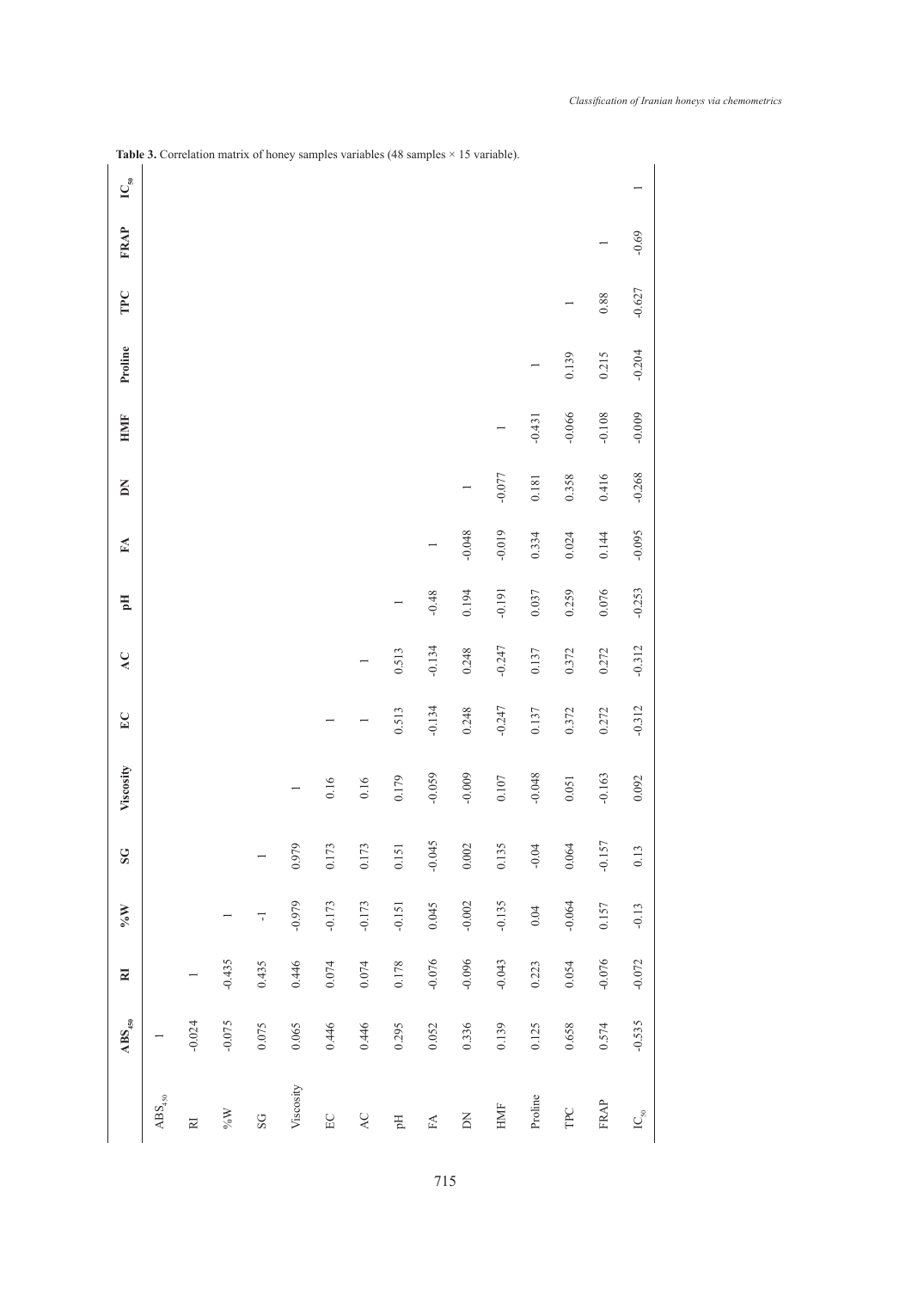**Table 3.** Correlation matrix of honey samples variables (48 samples × 15 variable).

| | $ABS_{450}$ | RI | %W | SG | Viscosity | EC | AC | pH | FA | DN | HMF | Proline | TPC | FRAP | $IC_{50}$ |
|---|---|---|---|---|---|---|---|---|---|---|---|---|---|---|---|
| $ABS_{450}$ | 1 | | | | | | | | | | | | | | |
| RI | -0.024 | 1 | | | | | | | | | | | | | |
| %W | -0.075 | -0.435 | 1 | | | | | | | | | | | | |
| SG | 0.075 | 0.435 | -1 | 1 | | | | | | | | | | | |
| Viscosity | 0.065 | 0.446 | -0.979 | 0.979 | 1 | | | | | | | | | | |
| EC | 0.446 | 0.074 | -0.173 | 0.173 | 0.16 | 1 | | | | | | | | | |
| AC | 0.446 | 0.074 | -0.173 | 0.173 | 0.16 | 1 | 1 | | | | | | | | |
| pH | 0.295 | 0.178 | -0.151 | 0.151 | 0.179 | 0.513 | 0.513 | 1 | | | | | | | |
| FA | 0.052 | -0.076 | 0.045 | -0.045 | -0.059 | -0.134 | -0.134 | -0.48 | 1 | | | | | | |
| DN | 0.336 | -0.096 | -0.002 | 0.002 | -0.009 | 0.248 | 0.248 | 0.194 | -0.048 | 1 | | | | | |
| HMF | 0.139 | -0.043 | -0.135 | 0.135 | 0.107 | -0.247 | -0.247 | -0.191 | -0.019 | -0.077 | 1 | | | | |
| Proline | 0.125 | 0.223 | 0.04 | -0.04 | -0.048 | 0.137 | 0.137 | 0.037 | 0.334 | 0.181 | -0.431 | 1 | | | |
| TPC | 0.658 | 0.054 | -0.064 | 0.064 | 0.051 | 0.372 | 0.372 | 0.259 | 0.024 | 0.358 | -0.066 | 0.139 | 1 | | |
| FRAP | 0.574 | -0.076 | 0.157 | -0.157 | -0.163 | 0.272 | 0.272 | 0.076 | 0.144 | 0.416 | -0.108 | 0.215 | 0.88 | 1 | |
| $IC_{50}$ | -0.535 | -0.072 | -0.13 | 0.13 | 0.092 | -0.312 | -0.312 | -0.253 | -0.095 | -0.268 | -0.009 | -0.204 | -0.627 | -0.69 | 1 |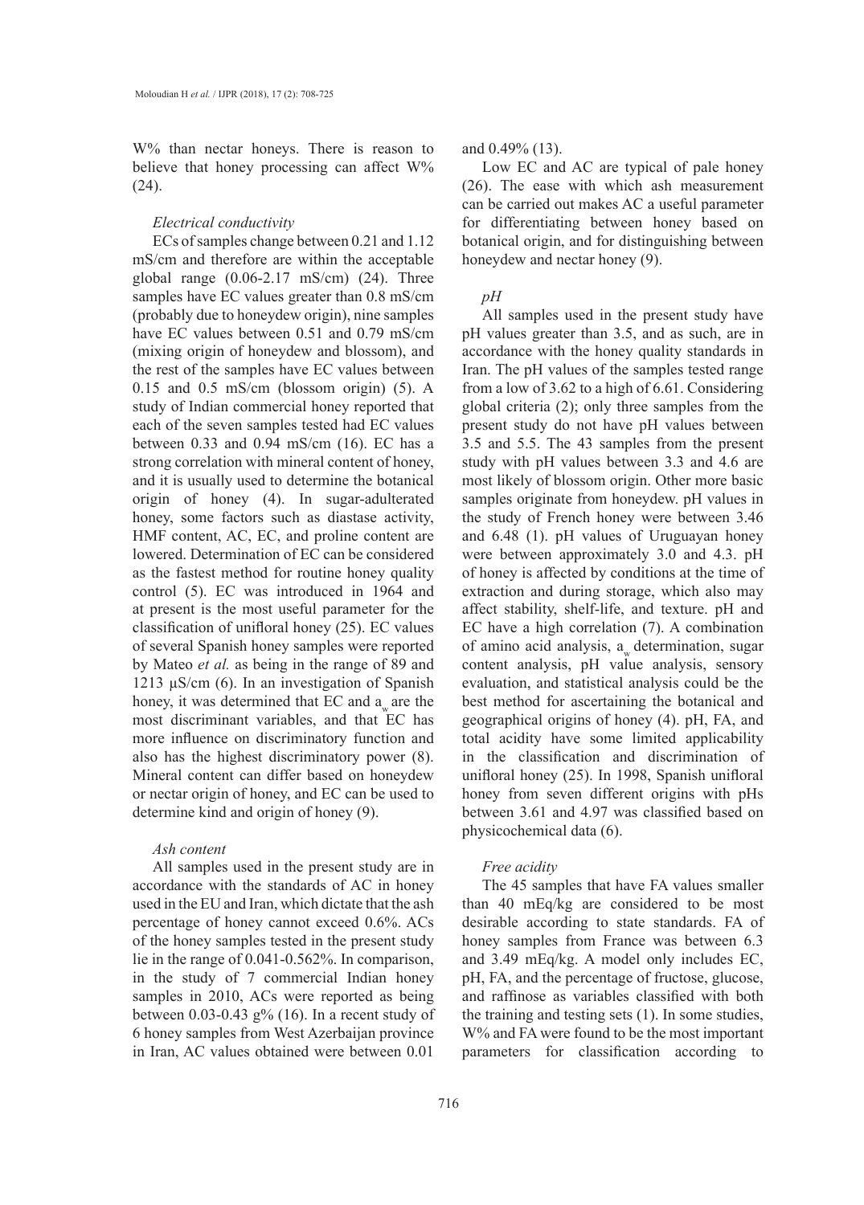W% than nectar honeys. There is reason to believe that honey processing can affect W% (24).

*Electrical conductivity*

ECs of samples change between 0.21 and 1.12 mS/cm and therefore are within the acceptable global range (0.06-2.17 mS/cm) (24). Three samples have EC values greater than 0.8 mS/cm (probably due to honeydew origin), nine samples have EC values between 0.51 and 0.79 mS/cm (mixing origin of honeydew and blossom), and the rest of the samples have EC values between 0.15 and 0.5 mS/cm (blossom origin) (5). A study of Indian commercial honey reported that each of the seven samples tested had EC values between 0.33 and 0.94 mS/cm (16). EC has a strong correlation with mineral content of honey, and it is usually used to determine the botanical origin of honey (4). In sugar-adulterated honey, some factors such as diastase activity, HMF content, AC, EC, and proline content are lowered. Determination of EC can be considered as the fastest method for routine honey quality control (5). EC was introduced in 1964 and at present is the most useful parameter for the classification of unifloral honey (25). EC values of several Spanish honey samples were reported by Mateo *et al.* as being in the range of 89 and 1213 µS/cm (6). In an investigation of Spanish honey, it was determined that EC and $a_w$ are the most discriminant variables, and that EC has more influence on discriminatory function and also has the highest discriminatory power (8). Mineral content can differ based on honeydew or nectar origin of honey, and EC can be used to determine kind and origin of honey (9).

*Ash content*

All samples used in the present study are in accordance with the standards of AC in honey used in the EU and Iran, which dictate that the ash percentage of honey cannot exceed 0.6%. ACs of the honey samples tested in the present study lie in the range of 0.041-0.562%. In comparison, in the study of 7 commercial Indian honey samples in 2010, ACs were reported as being between 0.03-0.43 g% (16). In a recent study of 6 honey samples from West Azerbaijan province in Iran, AC values obtained were between 0.01 and 0.49% (13).

Low EC and AC are typical of pale honey (26). The ease with which ash measurement can be carried out makes AC a useful parameter for differentiating between honey based on botanical origin, and for distinguishing between honeydew and nectar honey (9).

*pH*

All samples used in the present study have pH values greater than 3.5, and as such, are in accordance with the honey quality standards in Iran. The pH values of the samples tested range from a low of 3.62 to a high of 6.61. Considering global criteria (2); only three samples from the present study do not have pH values between 3.5 and 5.5. The 43 samples from the present study with pH values between 3.3 and 4.6 are most likely of blossom origin. Other more basic samples originate from honeydew. pH values in the study of French honey were between 3.46 and 6.48 (1). pH values of Uruguayan honey were between approximately 3.0 and 4.3. pH of honey is affected by conditions at the time of extraction and during storage, which also may affect stability, shelf-life, and texture. pH and EC have a high correlation (7). A combination of amino acid analysis, $a_w$ determination, sugar content analysis, pH value analysis, sensory evaluation, and statistical analysis could be the best method for ascertaining the botanical and geographical origins of honey (4). pH, FA, and total acidity have some limited applicability in the classification and discrimination of unifloral honey (25). In 1998, Spanish unifloral honey from seven different origins with pHs between 3.61 and 4.97 was classified based on physicochemical data (6).

*Free acidity*

The 45 samples that have FA values smaller than 40 mEq/kg are considered to be most desirable according to state standards. FA of honey samples from France was between 6.3 and 3.49 mEq/kg. A model only includes EC, pH, FA, and the percentage of fructose, glucose, and raffinose as variables classified with both the training and testing sets (1). In some studies, W% and FA were found to be the most important parameters for classification according to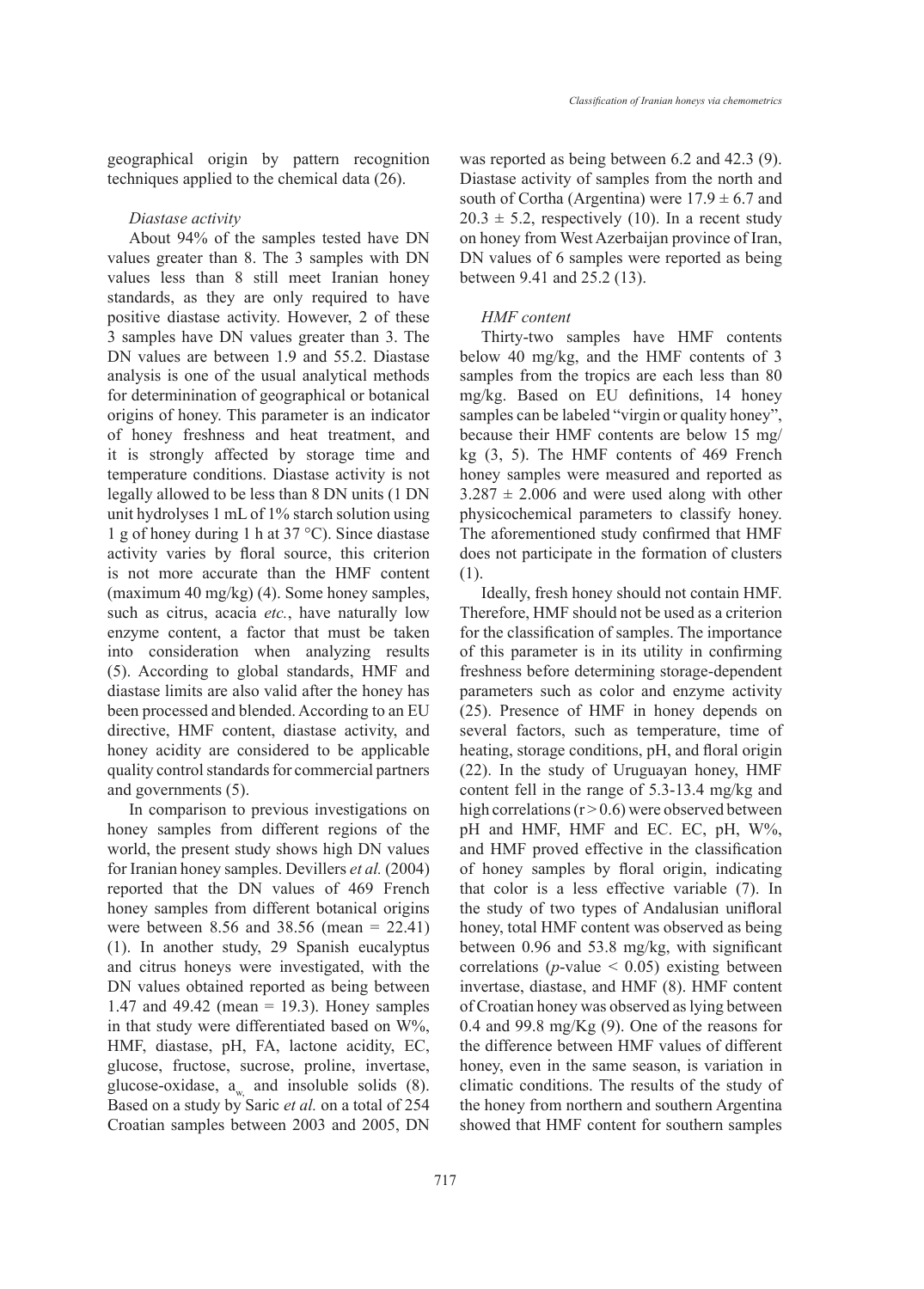geographical origin by pattern recognition techniques applied to the chemical data (26).

*Diastase activity*

About 94% of the samples tested have DN values greater than 8. The 3 samples with DN values less than 8 still meet Iranian honey standards, as they are only required to have positive diastase activity. However, 2 of these 3 samples have DN values greater than 3. The DN values are between 1.9 and 55.2. Diastase analysis is one of the usual analytical methods for determinination of geographical or botanical origins of honey. This parameter is an indicator of honey freshness and heat treatment, and it is strongly affected by storage time and temperature conditions. Diastase activity is not legally allowed to be less than 8 DN units (1 DN unit hydrolyses 1 mL of 1% starch solution using 1 g of honey during 1 h at 37 °C). Since diastase activity varies by floral source, this criterion is not more accurate than the HMF content (maximum 40 mg/kg) (4). Some honey samples, such as citrus, acacia *etc.*, have naturally low enzyme content, a factor that must be taken into consideration when analyzing results (5). According to global standards, HMF and diastase limits are also valid after the honey has been processed and blended. According to an EU directive, HMF content, diastase activity, and honey acidity are considered to be applicable quality control standards for commercial partners and governments (5).

In comparison to previous investigations on honey samples from different regions of the world, the present study shows high DN values for Iranian honey samples. Devillers *et al.* (2004) reported that the DN values of 469 French honey samples from different botanical origins were between 8.56 and 38.56 (mean = 22.41) (1). In another study, 29 Spanish eucalyptus and citrus honeys were investigated, with the DN values obtained reported as being between 1.47 and 49.42 (mean = 19.3). Honey samples in that study were differentiated based on W%, HMF, diastase, pH, FA, lactone acidity, EC, glucose, fructose, sucrose, proline, invertase, glucose-oxidase, $a_w$ and insoluble solids (8). Based on a study by Saric *et al.* on a total of 254 Croatian samples between 2003 and 2005, DN was reported as being between 6.2 and 42.3 (9). Diastase activity of samples from the north and south of Cortha (Argentina) were $17.9 \pm 6.7$ and $20.3 \pm 5.2$, respectively (10). In a recent study on honey from West Azerbaijan province of Iran, DN values of 6 samples were reported as being between 9.41 and 25.2 (13).

*HMF content*

Thirty-two samples have HMF contents below 40 mg/kg, and the HMF contents of 3 samples from the tropics are each less than 80 mg/kg. Based on EU definitions, 14 honey samples can be labeled "virgin or quality honey", because their HMF contents are below 15 mg/kg (3, 5). The HMF contents of 469 French honey samples were measured and reported as $3.287 \pm 2.006$ and were used along with other physicochemical parameters to classify honey. The aforementioned study confirmed that HMF does not participate in the formation of clusters (1).

Ideally, fresh honey should not contain HMF. Therefore, HMF should not be used as a criterion for the classification of samples. The importance of this parameter is in its utility in confirming freshness before determining storage-dependent parameters such as color and enzyme activity (25). Presence of HMF in honey depends on several factors, such as temperature, time of heating, storage conditions, pH, and floral origin (22). In the study of Uruguayan honey, HMF content fell in the range of 5.3-13.4 mg/kg and high correlations ($r > 0.6$) were observed between pH and HMF, HMF and EC. EC, pH, W%, and HMF proved effective in the classification of honey samples by floral origin, indicating that color is a less effective variable (7). In the study of two types of Andalusian unifloral honey, total HMF content was observed as being between 0.96 and 53.8 mg/kg, with significant correlations ($p$-value $< 0.05$) existing between invertase, diastase, and HMF (8). HMF content of Croatian honey was observed as lying between 0.4 and 99.8 mg/Kg (9). One of the reasons for the difference between HMF values of different honey, even in the same season, is variation in climatic conditions. The results of the study of the honey from northern and southern Argentina showed that HMF content for southern samples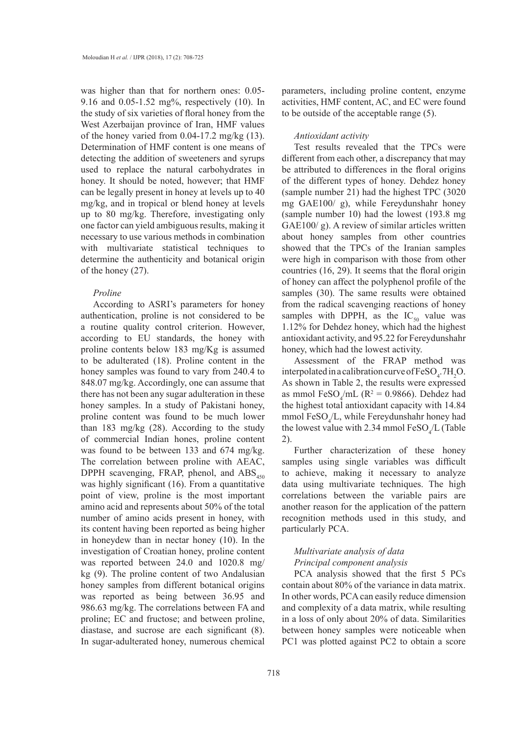was higher than that for northern ones: 0.05-9.16 and 0.05-1.52 mg%, respectively (10). In the study of six varieties of floral honey from the West Azerbaijan province of Iran, HMF values of the honey varied from 0.04-17.2 mg/kg (13). Determination of HMF content is one means of detecting the addition of sweeteners and syrups used to replace the natural carbohydrates in honey. It should be noted, however; that HMF can be legally present in honey at levels up to 40 mg/kg, and in tropical or blend honey at levels up to 80 mg/kg. Therefore, investigating only one factor can yield ambiguous results, making it necessary to use various methods in combination with multivariate statistical techniques to determine the authenticity and botanical origin of the honey (27).

*Proline*

According to ASRI's parameters for honey authentication, proline is not considered to be a routine quality control criterion. However, according to EU standards, the honey with proline contents below 183 mg/Kg is assumed to be adulterated (18). Proline content in the honey samples was found to vary from 240.4 to 848.07 mg/kg. Accordingly, one can assume that there has not been any sugar adulteration in these honey samples. In a study of Pakistani honey, proline content was found to be much lower than 183 mg/kg (28). According to the study of commercial Indian hones, proline content was found to be between 133 and 674 mg/kg. The correlation between proline with AEAC, DPPH scavenging, FRAP, phenol, and $ABS_{450}$ was highly significant (16). From a quantitative point of view, proline is the most important amino acid and represents about 50% of the total number of amino acids present in honey, with its content having been reported as being higher in honeydew than in nectar honey (10). In the investigation of Croatian honey, proline content was reported between 24.0 and 1020.8 mg/kg (9). The proline content of two Andalusian honey samples from different botanical origins was reported as being between 36.95 and 986.63 mg/kg. The correlations between FA and proline; EC and fructose; and between proline, diastase, and sucrose are each significant (8). In sugar-adulterated honey, numerous chemical parameters, including proline content, enzyme activities, HMF content, AC, and EC were found to be outside of the acceptable range (5).

*Antioxidant activity*

Test results revealed that the TPCs were different from each other, a discrepancy that may be attributed to differences in the floral origins of the different types of honey. Dehdez honey (sample number 21) had the highest TPC (3020 mg GAE100/ g), while Fereydunshahr honey (sample number 10) had the lowest (193.8 mg GAE100/ g). A review of similar articles written about honey samples from other countries showed that the TPCs of the Iranian samples were high in comparison with those from other countries (16, 29). It seems that the floral origin of honey can affect the polyphenol profile of the samples (30). The same results were obtained from the radical scavenging reactions of honey samples with DPPH, as the $IC_{50}$ value was 1.12% for Dehdez honey, which had the highest antioxidant activity, and 95.22 for Fereydunshahr honey, which had the lowest activity.

Assessment of the FRAP method was interpolated in a calibration curve of $FeSO_4.7H_2O$. As shown in Table 2, the results were expressed as mmol $FeSO_4$/mL ($R^2 = 0.9866$). Dehdez had the highest total antioxidant capacity with 14.84 mmol $FeSO_4$/L, while Fereydunshahr honey had the lowest value with 2.34 mmol $FeSO_4$/L (Table 2).

Further characterization of these honey samples using single variables was difficult to achieve, making it necessary to analyze data using multivariate techniques. The high correlations between the variable pairs are another reason for the application of the pattern recognition methods used in this study, and particularly PCA.

*Multivariate analysis of data*

*Principal component analysis*

PCA analysis showed that the first 5 PCs contain about 80% of the variance in data matrix. In other words, PCA can easily reduce dimension and complexity of a data matrix, while resulting in a loss of only about 20% of data. Similarities between honey samples were noticeable when PC1 was plotted against PC2 to obtain a score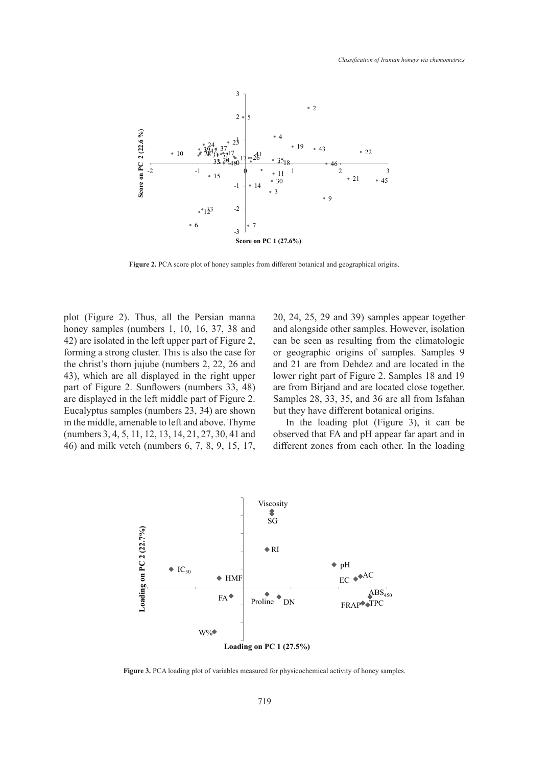Figure 2. PCA score plot of honey samples from different botanical and geographical origins.

plot (Figure 2). Thus, all the Persian manna honey samples (numbers 1, 10, 16, 37, 38 and 42) are isolated in the left upper part of Figure 2, forming a strong cluster. This is also the case for the christ's thorn jujube (numbers 2, 22, 26 and 43), which are all displayed in the right upper part of Figure 2. Sunflowers (numbers 33, 48) are displayed in the left middle part of Figure 2. Eucalyptus samples (numbers 23, 34) are shown in the middle, amenable to left and above. Thyme (numbers 3, 4, 5, 11, 12, 13, 14, 21, 27, 30, 41 and 46) and milk vetch (numbers 6, 7, 8, 9, 15, 17, 20, 24, 25, 29 and 39) samples appear together and alongside other samples. However, isolation can be seen as resulting from the climatologic or geographic origins of samples. Samples 9 and 21 are from Dehdez and are located in the lower right part of Figure 2. Samples 18 and 19 are from Birjand and are located close together. Samples 28, 33, 35, and 36 are all from Isfahan but they have different botanical origins.

In the loading plot (Figure 3), it can be observed that FA and pH appear far apart and in different zones from each other. In the loading

Figure 3. PCA loading plot of variables measured for physicochemical activity of honey samples.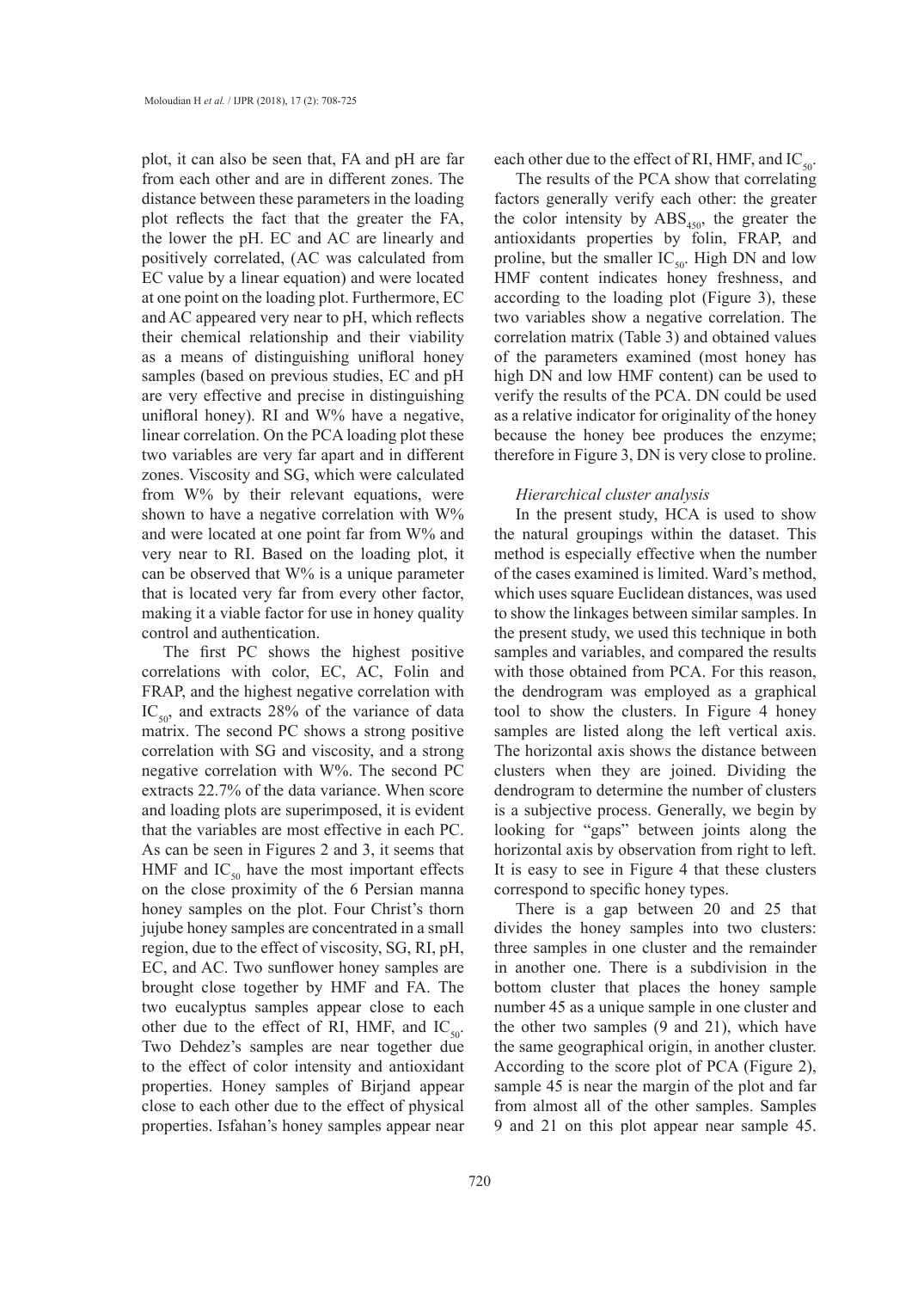plot, it can also be seen that, FA and pH are far from each other and are in different zones. The distance between these parameters in the loading plot reflects the fact that the greater the FA, the lower the pH. EC and AC are linearly and positively correlated, (AC was calculated from EC value by a linear equation) and were located at one point on the loading plot. Furthermore, EC and AC appeared very near to pH, which reflects their chemical relationship and their viability as a means of distinguishing unifloral honey samples (based on previous studies, EC and pH are very effective and precise in distinguishing unifloral honey). RI and W% have a negative, linear correlation. On the PCA loading plot these two variables are very far apart and in different zones. Viscosity and SG, which were calculated from W% by their relevant equations, were shown to have a negative correlation with W% and were located at one point far from W% and very near to RI. Based on the loading plot, it can be observed that W% is a unique parameter that is located very far from every other factor, making it a viable factor for use in honey quality control and authentication.

The first PC shows the highest positive correlations with color, EC, AC, Folin and FRAP, and the highest negative correlation with $IC_{50}$, and extracts 28% of the variance of data matrix. The second PC shows a strong positive correlation with SG and viscosity, and a strong negative correlation with W%. The second PC extracts 22.7% of the data variance. When score and loading plots are superimposed, it is evident that the variables are most effective in each PC. As can be seen in Figures 2 and 3, it seems that HMF and $IC_{50}$ have the most important effects on the close proximity of the 6 Persian manna honey samples on the plot. Four Christ's thorn jujube honey samples are concentrated in a small region, due to the effect of viscosity, SG, RI, pH, EC, and AC. Two sunflower honey samples are brought close together by HMF and FA. The two eucalyptus samples appear close to each other due to the effect of RI, HMF, and $IC_{50}$. Two Dehdez's samples are near together due to the effect of color intensity and antioxidant properties. Honey samples of Birjand appear close to each other due to the effect of physical properties. Isfahan's honey samples appear near each other due to the effect of RI, HMF, and $IC_{50}$.

The results of the PCA show that correlating factors generally verify each other: the greater the color intensity by $ABS_{450}$, the greater the antioxidants properties by folin, FRAP, and proline, but the smaller $IC_{50}$. High DN and low HMF content indicates honey freshness, and according to the loading plot (Figure 3), these two variables show a negative correlation. The correlation matrix (Table 3) and obtained values of the parameters examined (most honey has high DN and low HMF content) can be used to verify the results of the PCA. DN could be used as a relative indicator for originality of the honey because the honey bee produces the enzyme; therefore in Figure 3, DN is very close to proline.

*Hierarchical cluster analysis*

In the present study, HCA is used to show the natural groupings within the dataset. This method is especially effective when the number of the cases examined is limited. Ward's method, which uses square Euclidean distances, was used to show the linkages between similar samples. In the present study, we used this technique in both samples and variables, and compared the results with those obtained from PCA. For this reason, the dendrogram was employed as a graphical tool to show the clusters. In Figure 4 honey samples are listed along the left vertical axis. The horizontal axis shows the distance between clusters when they are joined. Dividing the dendrogram to determine the number of clusters is a subjective process. Generally, we begin by looking for "gaps" between joints along the horizontal axis by observation from right to left. It is easy to see in Figure 4 that these clusters correspond to specific honey types.

There is a gap between 20 and 25 that divides the honey samples into two clusters: three samples in one cluster and the remainder in another one. There is a subdivision in the bottom cluster that places the honey sample number 45 as a unique sample in one cluster and the other two samples (9 and 21), which have the same geographical origin, in another cluster. According to the score plot of PCA (Figure 2), sample 45 is near the margin of the plot and far from almost all of the other samples. Samples 9 and 21 on this plot appear near sample 45.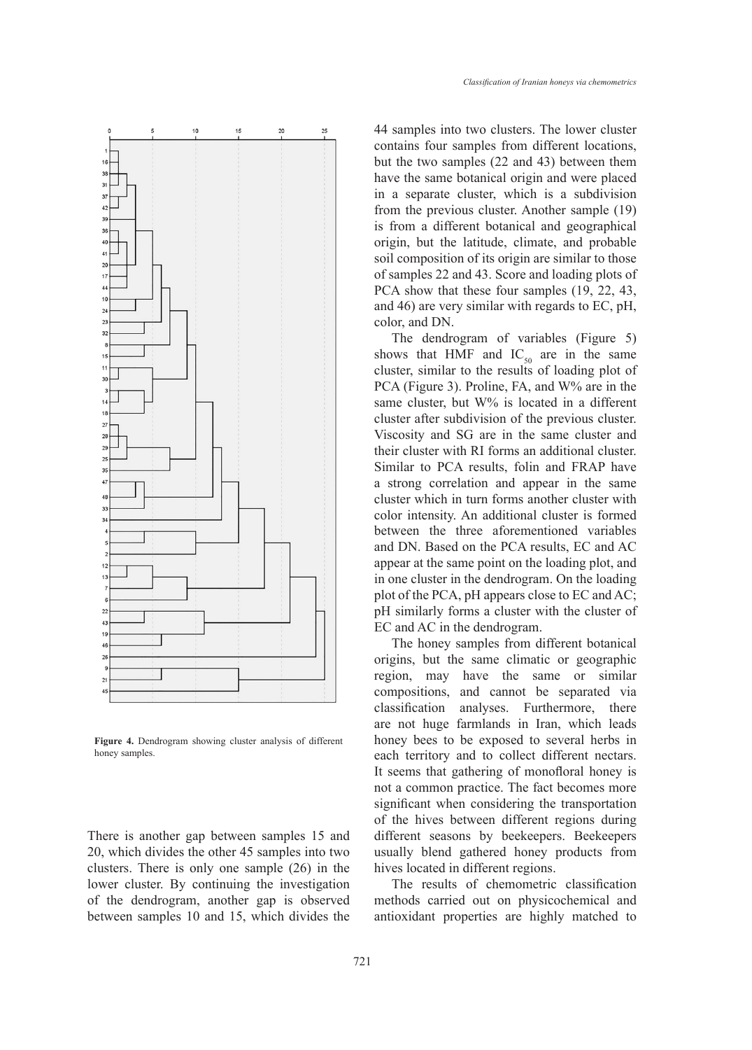Figure 4. Dendrogram showing cluster analysis of different honey samples.

There is another gap between samples 15 and 20, which divides the other 45 samples into two clusters. There is only one sample (26) in the lower cluster. By continuing the investigation of the dendrogram, another gap is observed between samples 10 and 15, which divides the 44 samples into two clusters. The lower cluster contains four samples from different locations, but the two samples (22 and 43) between them have the same botanical origin and were placed in a separate cluster, which is a subdivision from the previous cluster. Another sample (19) is from a different botanical and geographical origin, but the latitude, climate, and probable soil composition of its origin are similar to those of samples 22 and 43. Score and loading plots of PCA show that these four samples (19, 22, 43, and 46) are very similar with regards to EC, pH, color, and DN.

The dendrogram of variables (Figure 5) shows that HMF and $IC_{50}$ are in the same cluster, similar to the results of loading plot of PCA (Figure 3). Proline, FA, and W% are in the same cluster, but W% is located in a different cluster after subdivision of the previous cluster. Viscosity and SG are in the same cluster and their cluster with RI forms an additional cluster. Similar to PCA results, folin and FRAP have a strong correlation and appear in the same cluster which in turn forms another cluster with color intensity. An additional cluster is formed between the three aforementioned variables and DN. Based on the PCA results, EC and AC appear at the same point on the loading plot, and in one cluster in the dendrogram. On the loading plot of the PCA, pH appears close to EC and AC; pH similarly forms a cluster with the cluster of EC and AC in the dendrogram.

The honey samples from different botanical origins, but the same climatic or geographic region, may have the same or similar compositions, and cannot be separated via classification analyses. Furthermore, there are not huge farmlands in Iran, which leads honey bees to be exposed to several herbs in each territory and to collect different nectars. It seems that gathering of monofloral honey is not a common practice. The fact becomes more significant when considering the transportation of the hives between different regions during different seasons by beekeepers. Beekeepers usually blend gathered honey products from hives located in different regions.

The results of chemometric classification methods carried out on physicochemical and antioxidant properties are highly matched to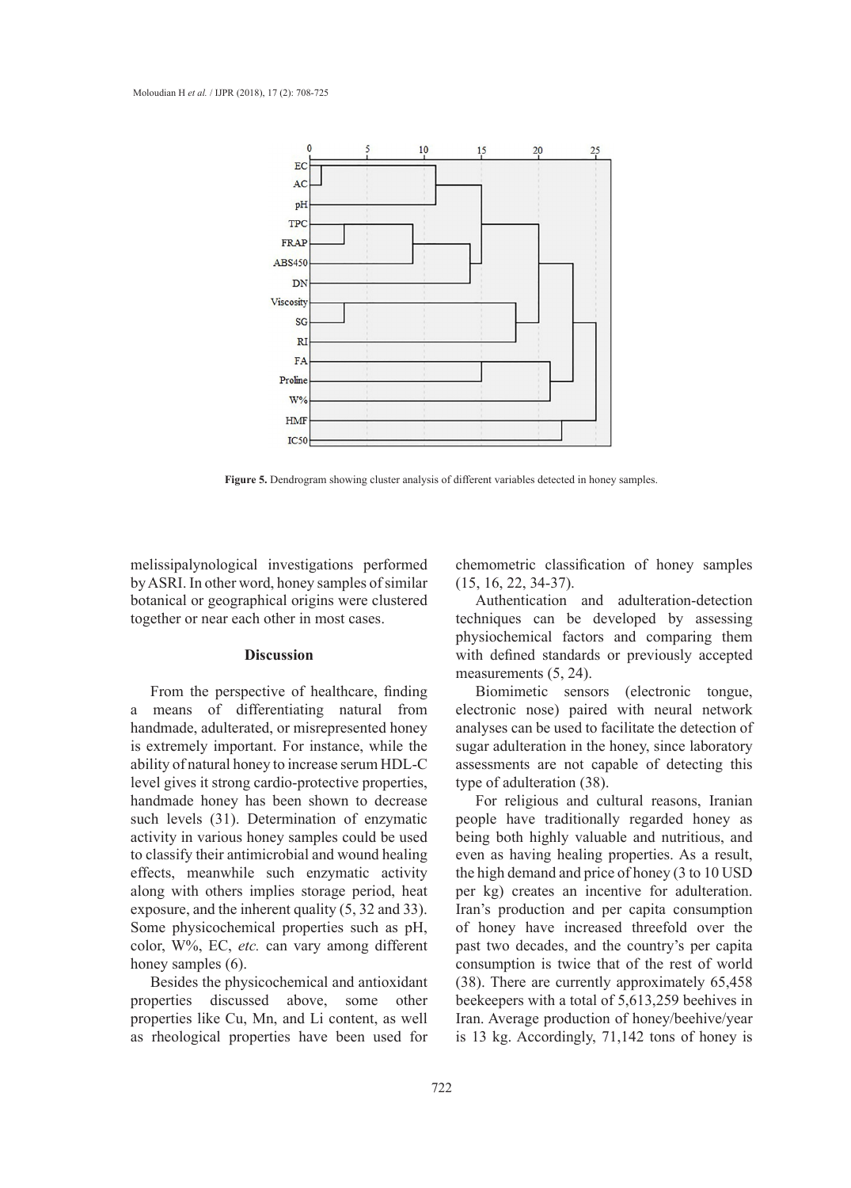**Figure 5.** Dendrogram showing cluster analysis of different variables detected in honey samples.

melissipalynological investigations performed by ASRI. In other word, honey samples of similar botanical or geographical origins were clustered together or near each other in most cases.

## Discussion

From the perspective of healthcare, finding a means of differentiating natural from handmade, adulterated, or misrepresented honey is extremely important. For instance, while the ability of natural honey to increase serum HDL-C level gives it strong cardio-protective properties, handmade honey has been shown to decrease such levels (31). Determination of enzymatic activity in various honey samples could be used to classify their antimicrobial and wound healing effects, meanwhile such enzymatic activity along with others implies storage period, heat exposure, and the inherent quality (5, 32 and 33). Some physicochemical properties such as pH, color, W%, EC, *etc.* can vary among different honey samples (6).

Besides the physicochemical and antioxidant properties discussed above, some other properties like Cu, Mn, and Li content, as well as rheological properties have been used for chemometric classification of honey samples (15, 16, 22, 34-37).

Authentication and adulteration-detection techniques can be developed by assessing physiochemical factors and comparing them with defined standards or previously accepted measurements (5, 24).

Biomimetic sensors (electronic tongue, electronic nose) paired with neural network analyses can be used to facilitate the detection of sugar adulteration in the honey, since laboratory assessments are not capable of detecting this type of adulteration (38).

For religious and cultural reasons, Iranian people have traditionally regarded honey as being both highly valuable and nutritious, and even as having healing properties. As a result, the high demand and price of honey (3 to 10 USD per kg) creates an incentive for adulteration. Iran's production and per capita consumption of honey have increased threefold over the past two decades, and the country's per capita consumption is twice that of the rest of world (38). There are currently approximately 65,458 beekeepers with a total of 5,613,259 beehives in Iran. Average production of honey/beehive/year is 13 kg. Accordingly, 71,142 tons of honey is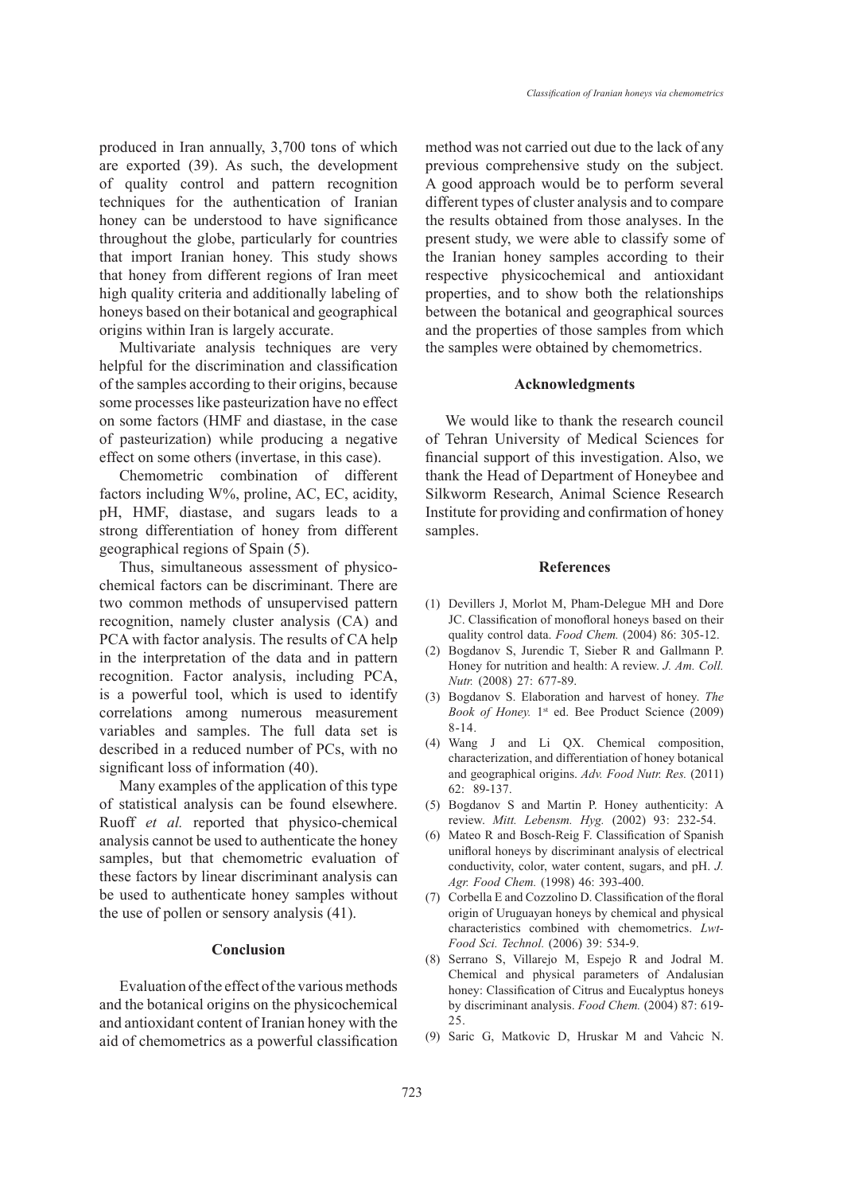produced in Iran annually, 3,700 tons of which are exported (39). As such, the development of quality control and pattern recognition techniques for the authentication of Iranian honey can be understood to have significance throughout the globe, particularly for countries that import Iranian honey. This study shows that honey from different regions of Iran meet high quality criteria and additionally labeling of honeys based on their botanical and geographical origins within Iran is largely accurate.

Multivariate analysis techniques are very helpful for the discrimination and classification of the samples according to their origins, because some processes like pasteurization have no effect on some factors (HMF and diastase, in the case of pasteurization) while producing a negative effect on some others (invertase, in this case).

Chemometric combination of different factors including W%, proline, AC, EC, acidity, pH, HMF, diastase, and sugars leads to a strong differentiation of honey from different geographical regions of Spain (5).

Thus, simultaneous assessment of physico-chemical factors can be discriminant. There are two common methods of unsupervised pattern recognition, namely cluster analysis (CA) and PCA with factor analysis. The results of CA help in the interpretation of the data and in pattern recognition. Factor analysis, including PCA, is a powerful tool, which is used to identify correlations among numerous measurement variables and samples. The full data set is described in a reduced number of PCs, with no significant loss of information (40).

Many examples of the application of this type of statistical analysis can be found elsewhere. Ruoff *et al.* reported that physico-chemical analysis cannot be used to authenticate the honey samples, but that chemometric evaluation of these factors by linear discriminant analysis can be used to authenticate honey samples without the use of pollen or sensory analysis (41).

## Conclusion

Evaluation of the effect of the various methods and the botanical origins on the physicochemical and antioxidant content of Iranian honey with the aid of chemometrics as a powerful classification method was not carried out due to the lack of any previous comprehensive study on the subject. A good approach would be to perform several different types of cluster analysis and to compare the results obtained from those analyses. In the present study, we were able to classify some of the Iranian honey samples according to their respective physicochemical and antioxidant properties, and to show both the relationships between the botanical and geographical sources and the properties of those samples from which the samples were obtained by chemometrics.

## Acknowledgments

We would like to thank the research council of Tehran University of Medical Sciences for financial support of this investigation. Also, we thank the Head of Department of Honeybee and Silkworm Research, Animal Science Research Institute for providing and confirmation of honey samples.

## References

(1) Devillers J, Morlot M, Pham-Delegue MH and Dore JC. Classification of monofloral honeys based on their quality control data. *Food Chem.* (2004) 86: 305-12.

(2) Bogdanov S, Jurendic T, Sieber R and Gallmann P. Honey for nutrition and health: A review. *J. Am. Coll. Nutr.* (2008) 27: 677-89.

(3) Bogdanov S. Elaboration and harvest of honey. *The Book of Honey.* 1st ed. Bee Product Science (2009) 8-14.

(4) Wang J and Li QX. Chemical composition, characterization, and differentiation of honey botanical and geographical origins. *Adv. Food Nutr. Res.* (2011) 62: 89-137.

(5) Bogdanov S and Martin P. Honey authenticity: A review. *Mitt. Lebensm. Hyg.* (2002) 93: 232-54.

(6) Mateo R and Bosch-Reig F. Classification of Spanish unifloral honeys by discriminant analysis of electrical conductivity, color, water content, sugars, and pH. *J. Agr. Food Chem.* (1998) 46: 393-400.

(7) Corbella E and Cozzolino D. Classification of the floral origin of Uruguayan honeys by chemical and physical characteristics combined with chemometrics. *Lwt-Food Sci. Technol.* (2006) 39: 534-9.

(8) Serrano S, Villarejo M, Espejo R and Jodral M. Chemical and physical parameters of Andalusian honey: Classification of Citrus and Eucalyptus honeys by discriminant analysis. *Food Chem.* (2004) 87: 619-25.

(9) Saric G, Matkovic D, Hruskar M and Vahcic N.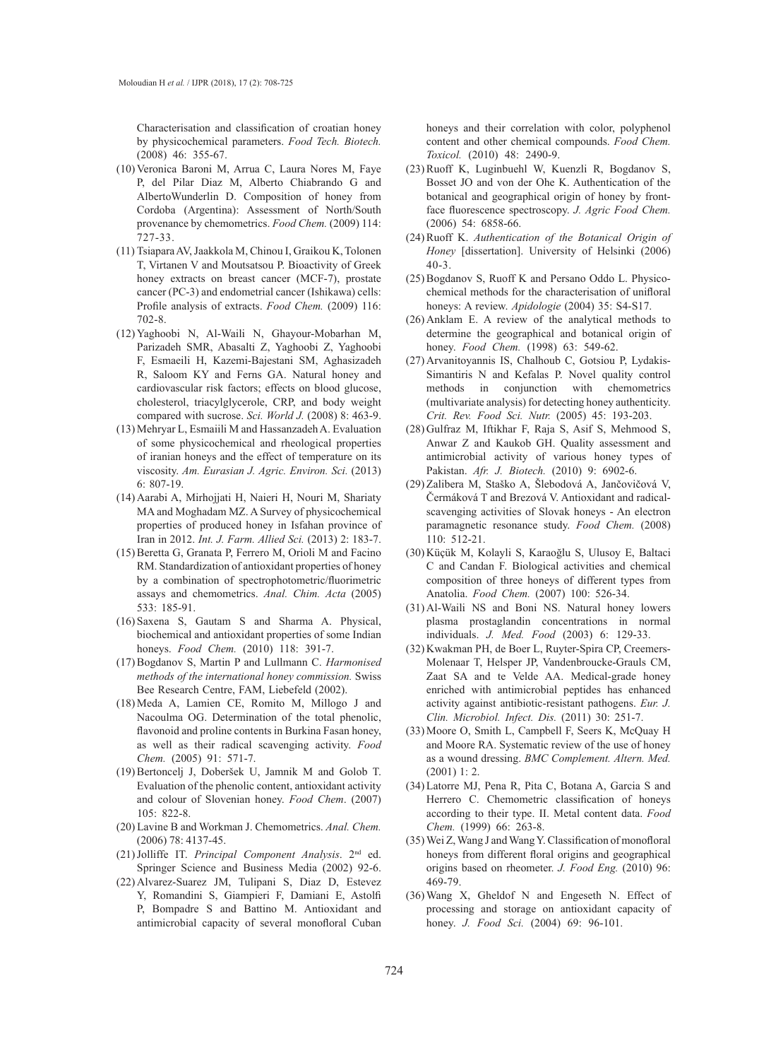Characterisation and classification of croatian honey by physicochemical parameters. *Food Tech. Biotech.* (2008) 46: 355-67.

(10) Veronica Baroni M, Arrua C, Laura Nores M, Faye P, del Pilar Diaz M, Alberto Chiabrando G and AlbertoWunderlin D. Composition of honey from Cordoba (Argentina): Assessment of North/South provenance by chemometrics. *Food Chem.* (2009) 114: 727-33.

(11) Tsiapara AV, Jaakkola M, Chinou I, Graikou K, Tolonen T, Virtanen V and Moutsatsou P. Bioactivity of Greek honey extracts on breast cancer (MCF-7), prostate cancer (PC-3) and endometrial cancer (Ishikawa) cells: Profile analysis of extracts. *Food Chem.* (2009) 116: 702-8.

(12) Yaghoobi N, Al-Waili N, Ghayour-Mobarhan M, Parizadeh SMR, Abasalti Z, Yaghoobi Z, Yaghoobi F, Esmaeili H, Kazemi-Bajestani SM, Aghasizadeh R, Saloom KY and Ferns GA. Natural honey and cardiovascular risk factors; effects on blood glucose, cholesterol, triacylglycerole, CRP, and body weight compared with sucrose. *Sci. World J.* (2008) 8: 463-9.

(13) Mehryar L, Esmaiili M and Hassanzadeh A. Evaluation of some physicochemical and rheological properties of iranian honeys and the effect of temperature on its viscosity. *Am. Eurasian J. Agric. Environ. Sci.* (2013) 6: 807-19.

(14) Aarabi A, Mirhojjati H, Naieri H, Nouri M, Shariaty MA and Moghadam MZ. A Survey of physicochemical properties of produced honey in Isfahan province of Iran in 2012. *Int. J. Farm. Allied Sci.* (2013) 2: 183-7.

(15) Beretta G, Granata P, Ferrero M, Orioli M and Facino RM. Standardization of antioxidant properties of honey by a combination of spectrophotometric/fluorimetric assays and chemometrics. *Anal. Chim. Acta* (2005) 533: 185-91.

(16) Saxena S, Gautam S and Sharma A. Physical, biochemical and antioxidant properties of some Indian honeys. *Food Chem.* (2010) 118: 391-7.

(17) Bogdanov S, Martin P and Lullmann C. *Harmonised methods of the international honey commission.* Swiss Bee Research Centre, FAM, Liebefeld (2002).

(18) Meda A, Lamien CE, Romito M, Millogo J and Nacoulma OG. Determination of the total phenolic, flavonoid and proline contents in Burkina Fasan honey, as well as their radical scavenging activity. *Food Chem.* (2005) 91: 571-7.

(19) Bertoncelj J, Doberšek U, Jamnik M and Golob T. Evaluation of the phenolic content, antioxidant activity and colour of Slovenian honey. *Food Chem*. (2007) 105: 822-8.

(20) Lavine B and Workman J. Chemometrics. *Anal. Chem.* (2006) 78: 4137-45.

(21) Jolliffe IT. *Principal Component Analysis*. 2nd ed. Springer Science and Business Media (2002) 92-6.

(22) Alvarez-Suarez JM, Tulipani S, Diaz D, Estevez Y, Romandini S, Giampieri F, Damiani E, Astolfi P, Bompadre S and Battino M. Antioxidant and antimicrobial capacity of several monofloral Cuban honeys and their correlation with color, polyphenol content and other chemical compounds. *Food Chem. Toxicol.* (2010) 48: 2490-9.

(23) Ruoff K, Luginbuehl W, Kuenzli R, Bogdanov S, Bosset JO and von der Ohe K. Authentication of the botanical and geographical origin of honey by front-face fluorescence spectroscopy. *J. Agric Food Chem.* (2006) 54: 6858-66.

(24) Ruoff K. *Authentication of the Botanical Origin of Honey* [dissertation]. University of Helsinki (2006) 40-3.

(25) Bogdanov S, Ruoff K and Persano Oddo L. Physico-chemical methods for the characterisation of unifloral honeys: A review. *Apidologie* (2004) 35: S4-S17.

(26) Anklam E. A review of the analytical methods to determine the geographical and botanical origin of honey. *Food Chem.* (1998) 63: 549-62.

(27) Arvanitoyannis IS, Chalhoub C, Gotsiou P, Lydakis-Simantiris N and Kefalas P. Novel quality control methods in conjunction with chemometrics (multivariate analysis) for detecting honey authenticity. *Crit. Rev. Food Sci. Nutr.* (2005) 45: 193-203.

(28) Gulfraz M, Iftikhar F, Raja S, Asif S, Mehmood S, Anwar Z and Kaukob GH. Quality assessment and antimicrobial activity of various honey types of Pakistan. *Afr. J. Biotech.* (2010) 9: 6902-6.

(29) Zalibera M, Staško A, Šlebodová A, Jančovičová V, Čermáková T and Brezová V. Antioxidant and radical-scavenging activities of Slovak honeys - An electron paramagnetic resonance study. *Food Chem.* (2008) 110: 512-21.

(30) Küçük M, Kolayli S, Karaoğlu S, Ulusoy E, Baltaci C and Candan F. Biological activities and chemical composition of three honeys of different types from Anatolia. *Food Chem.* (2007) 100: 526-34.

(31) Al-Waili NS and Boni NS. Natural honey lowers plasma prostaglandin concentrations in normal individuals. *J. Med. Food* (2003) 6: 129-33.

(32) Kwakman PH, de Boer L, Ruyter-Spira CP, Creemers-Molenaar T, Helsper JP, Vandenbroucke-Grauls CM, Zaat SA and te Velde AA. Medical-grade honey enriched with antimicrobial peptides has enhanced activity against antibiotic-resistant pathogens. *Eur. J. Clin. Microbiol. Infect. Dis.* (2011) 30: 251-7.

(33) Moore O, Smith L, Campbell F, Seers K, McQuay H and Moore RA. Systematic review of the use of honey as a wound dressing. *BMC Complement. Altern. Med.* (2001) 1: 2.

(34) Latorre MJ, Pena R, Pita C, Botana A, Garcia S and Herrero C. Chemometric classification of honeys according to their type. II. Metal content data. *Food Chem.* (1999) 66: 263-8.

(35) Wei Z, Wang J and Wang Y. Classification of monofloral honeys from different floral origins and geographical origins based on rheometer. *J. Food Eng.* (2010) 96: 469-79.

(36) Wang X, Gheldof N and Engeseth N. Effect of processing and storage on antioxidant capacity of honey. *J. Food Sci.* (2004) 69: 96-101.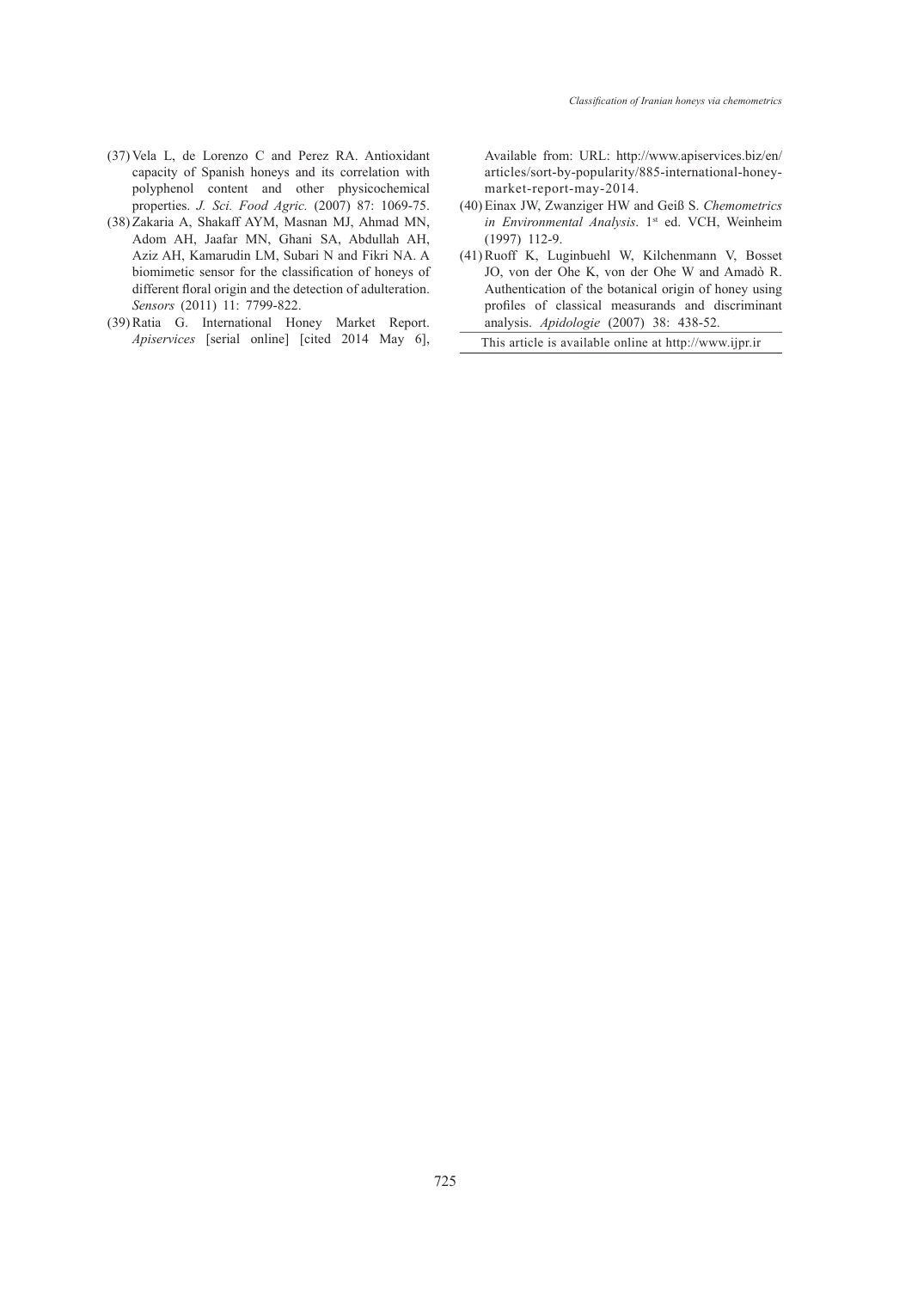(37) Vela L, de Lorenzo C and Perez RA. Antioxidant capacity of Spanish honeys and its correlation with polyphenol content and other physicochemical properties. *J. Sci. Food Agric.* (2007) 87: 1069-75.

(38) Zakaria A, Shakaff AYM, Masnan MJ, Ahmad MN, Adom AH, Jaafar MN, Ghani SA, Abdullah AH, Aziz AH, Kamarudin LM, Subari N and Fikri NA. A biomimetic sensor for the classification of honeys of different floral origin and the detection of adulteration. *Sensors* (2011) 11: 7799-822.

(39) Ratia G. International Honey Market Report. *Apiservices* [serial online] [cited 2014 May 6], Available from: URL: http://www.apiservices.biz/en/articles/sort-by-popularity/885-international-honey-market-report-may-2014.

(40) Einax JW, Zwanziger HW and Geiß S. *Chemometrics in Environmental Analysis*. 1st ed. VCH, Weinheim (1997) 112-9.

(41) Ruoff K, Luginbuehl W, Kilchenmann V, Bosset JO, von der Ohe K, von der Ohe W and Amadò R. Authentication of the botanical origin of honey using profiles of classical measurands and discriminant analysis. *Apidologie* (2007) 38: 438-52.

This article is available online at http://www.ijpr.ir